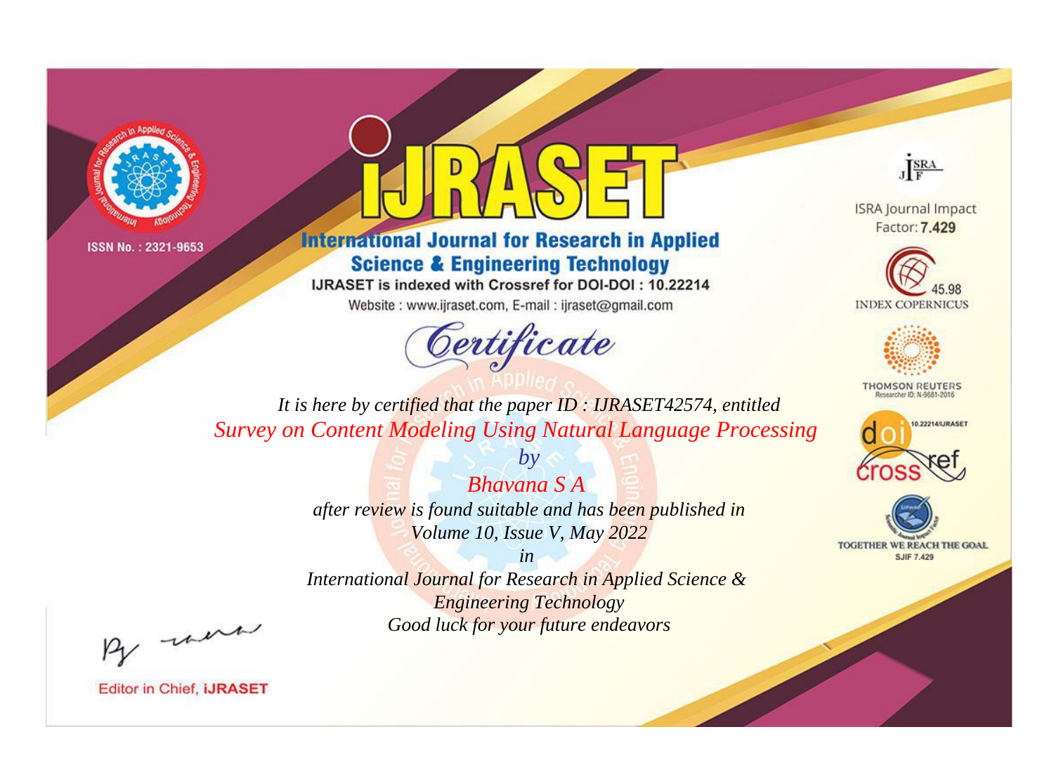ISSN No. : 2321-9653

# IJRASET

## International Journal for Research in Applied Science & Engineering Technology

IJRASET is indexed with Crossref for DOI-DOI : 10.22214

Website : www.ijraset.com, E-mail : ijraset@gmail.com

## Certificate

*It is here by certified that the paper ID : IJRASET42574, entitled*

*Survey on Content Modeling Using Natural Language Processing*

*by*

*Bhavana S A*

*after review is found suitable and has been published in*

*Volume 10, Issue V, May 2022*

*in*

*International Journal for Research in Applied Science & Engineering Technology*

*Good luck for your future endeavors*

ISRA Journal Impact Factor: **7.429**

45.98 INDEX COPERNICUS

THOMSON REUTERS Researcher ID: N-9681-2016

10.22214/IJRASET

TOGETHER WE REACH THE GOAL SJIF 7.429

Editor in Chief, **IJRASET**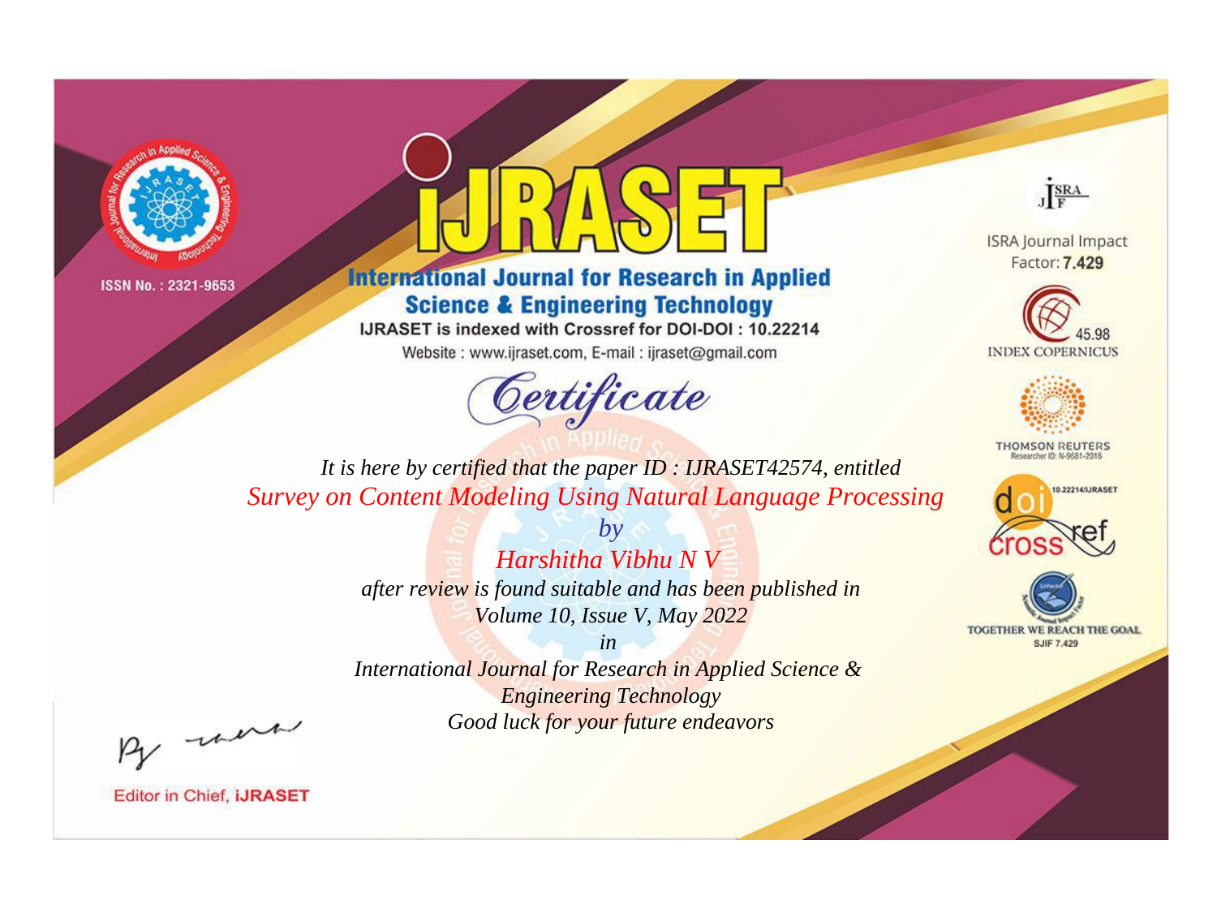ISSN No. : 2321-9653

# iJRASET

## International Journal for Research in Applied Science & Engineering Technology

IJRASET is indexed with Crossref for DOI-DOI : 10.22214

Website : www.ijraset.com, E-mail : ijraset@gmail.com

ISRA Journal Impact Factor: **7.429**

45.98 INDEX COPERNICUS

THOMSON REUTERS Researcher ID: N-9681-2016

10.22214/IJRASET

TOGETHER WE REACH THE GOAL SJIF 7.429

*Certificate*

*It is here by certified that the paper ID : IJRASET42574, entitled*

*Survey on Content Modeling Using Natural Language Processing*

*by*

*Harshitha Vibhu N V*

*after review is found suitable and has been published in*

*Volume 10, Issue V, May 2022*

*in*

*International Journal for Research in Applied Science & Engineering Technology*

*Good luck for your future endeavors*

Editor in Chief, **iJRASET**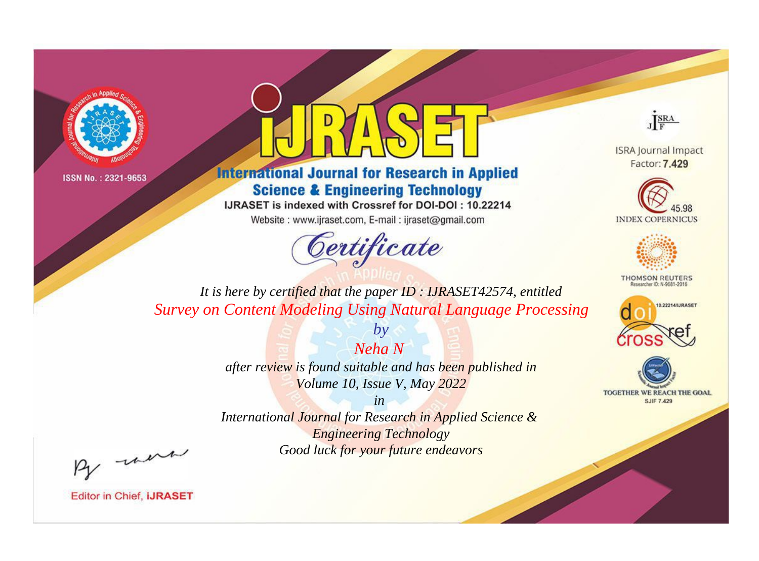ISSN No. : 2321-9653

# iJRASET

## International Journal for Research in Applied Science & Engineering Technology

IJRASET is indexed with Crossref for DOI-DOI : 10.22214

Website : www.ijraset.com, E-mail : ijraset@gmail.com

ISRA Journal Impact Factor: **7.429**

45.98 INDEX COPERNICUS

THOMSON REUTERS Researcher ID: N-9681-2016

10.22214/IJRASET

TOGETHER WE REACH THE GOAL SJIF 7.429

# Certificate

*It is here by certified that the paper ID : IJRASET42574, entitled*

*Survey on Content Modeling Using Natural Language Processing*

*by*

*Neha N*

*after review is found suitable and has been published in*

*Volume 10, Issue V, May 2022*

*in*

*International Journal for Research in Applied Science & Engineering Technology*

*Good luck for your future endeavors*

Editor in Chief, **iJRASET**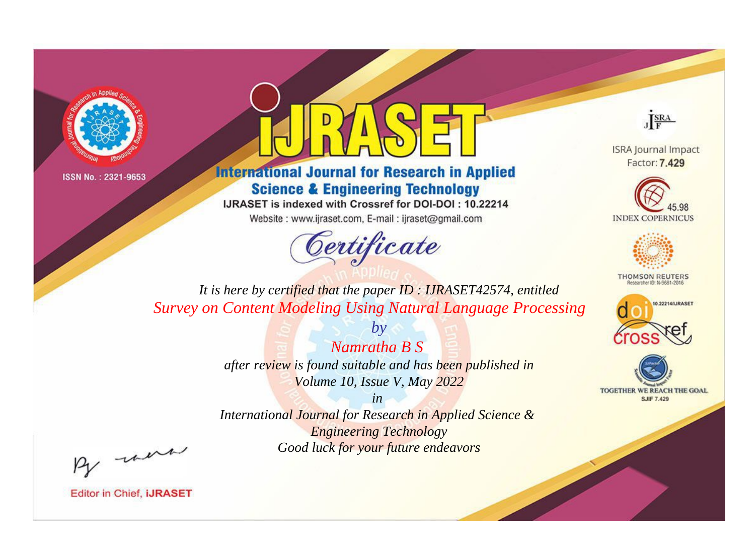ISSN No. : 2321-9653

# IJRASET

## International Journal for Research in Applied Science & Engineering Technology

IJRASET is indexed with Crossref for DOI-DOI : 10.22214

Website : www.ijraset.com, E-mail : ijraset@gmail.com

ISRA Journal Impact Factor: **7.429**

45.98 INDEX COPERNICUS

THOMSON REUTERS Researcher ID: N-9681-2016

10.22214/IJRASET

TOGETHER WE REACH THE GOAL SJIF 7.429

*Certificate*

*It is here by certified that the paper ID : IJRASET42574, entitled*

*Survey on Content Modeling Using Natural Language Processing*

*by*

*Namratha B S*

*after review is found suitable and has been published in*

*Volume 10, Issue V, May 2022*

*in*

*International Journal for Research in Applied Science & Engineering Technology*

*Good luck for your future endeavors*

Editor in Chief, **iJRASET**